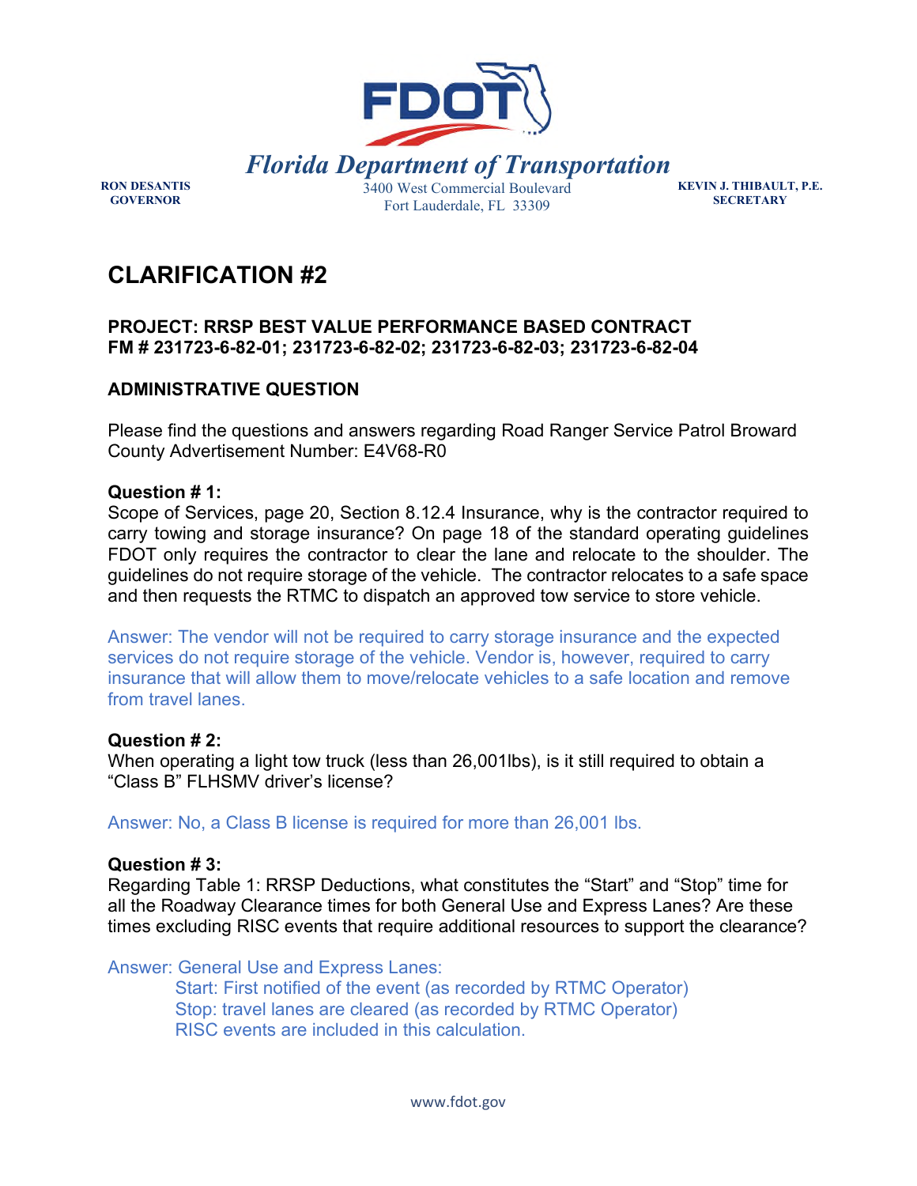**Florida Department of Transportation**

RON DESANTIS
GOVERNOR

3400 West Commercial Boulevard
Fort Lauderdale, FL 33309

KEVIN J. THIBAULT, P.E.
SECRETARY

# CLARIFICATION #2

**PROJECT: RRSP BEST VALUE PERFORMANCE BASED CONTRACT**
**FM # 231723-6-82-01; 231723-6-82-02; 231723-6-82-03; 231723-6-82-04**

## ADMINISTRATIVE QUESTION

Please find the questions and answers regarding Road Ranger Service Patrol Broward County Advertisement Number: E4V68-R0

**Question # 1:**
Scope of Services, page 20, Section 8.12.4 Insurance, why is the contractor required to carry towing and storage insurance? On page 18 of the standard operating guidelines FDOT only requires the contractor to clear the lane and relocate to the shoulder. The guidelines do not require storage of the vehicle. The contractor relocates to a safe space and then requests the RTMC to dispatch an approved tow service to store vehicle.

Answer: The vendor will not be required to carry storage insurance and the expected services do not require storage of the vehicle. Vendor is, however, required to carry insurance that will allow them to move/relocate vehicles to a safe location and remove from travel lanes.

**Question # 2:**
When operating a light tow truck (less than 26,001lbs), is it still required to obtain a "Class B" FLHSMV driver's license?

Answer: No, a Class B license is required for more than 26,001 lbs.

**Question # 3:**
Regarding Table 1: RRSP Deductions, what constitutes the "Start" and "Stop" time for all the Roadway Clearance times for both General Use and Express Lanes? Are these times excluding RISC events that require additional resources to support the clearance?

Answer: General Use and Express Lanes:

Start: First notified of the event (as recorded by RTMC Operator)
Stop: travel lanes are cleared (as recorded by RTMC Operator)
RISC events are included in this calculation.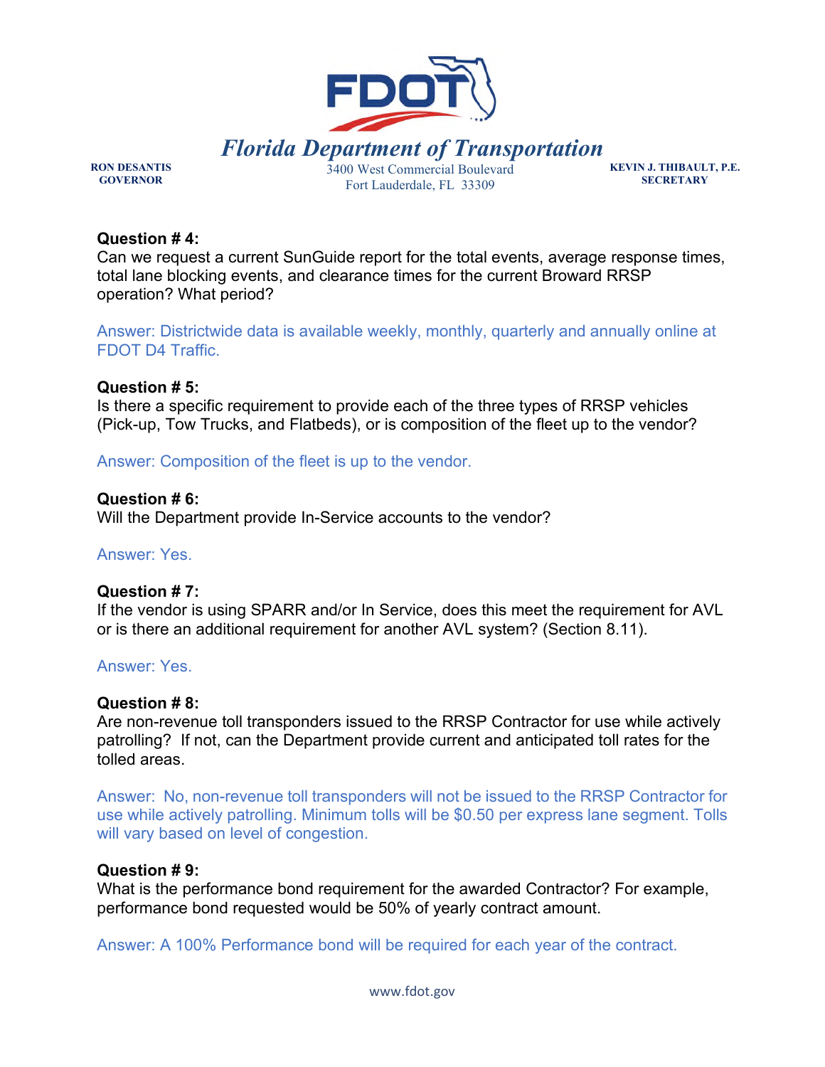**Question # 4:**
Can we request a current SunGuide report for the total events, average response times, total lane blocking events, and clearance times for the current Broward RRSP operation? What period?

Answer: Districtwide data is available weekly, monthly, quarterly and annually online at FDOT D4 Traffic.

**Question # 5:**
Is there a specific requirement to provide each of the three types of RRSP vehicles (Pick-up, Tow Trucks, and Flatbeds), or is composition of the fleet up to the vendor?

Answer: Composition of the fleet is up to the vendor.

**Question # 6:**
Will the Department provide In-Service accounts to the vendor?

Answer: Yes.

**Question # 7:**
If the vendor is using SPARR and/or In Service, does this meet the requirement for AVL or is there an additional requirement for another AVL system? (Section 8.11).

Answer: Yes.

**Question # 8:**
Are non-revenue toll transponders issued to the RRSP Contractor for use while actively patrolling? If not, can the Department provide current and anticipated toll rates for the tolled areas.

Answer: No, non-revenue toll transponders will not be issued to the RRSP Contractor for use while actively patrolling. Minimum tolls will be $0.50 per express lane segment. Tolls will vary based on level of congestion.

**Question # 9:**
What is the performance bond requirement for the awarded Contractor? For example, performance bond requested would be 50% of yearly contract amount.

Answer: A 100% Performance bond will be required for each year of the contract.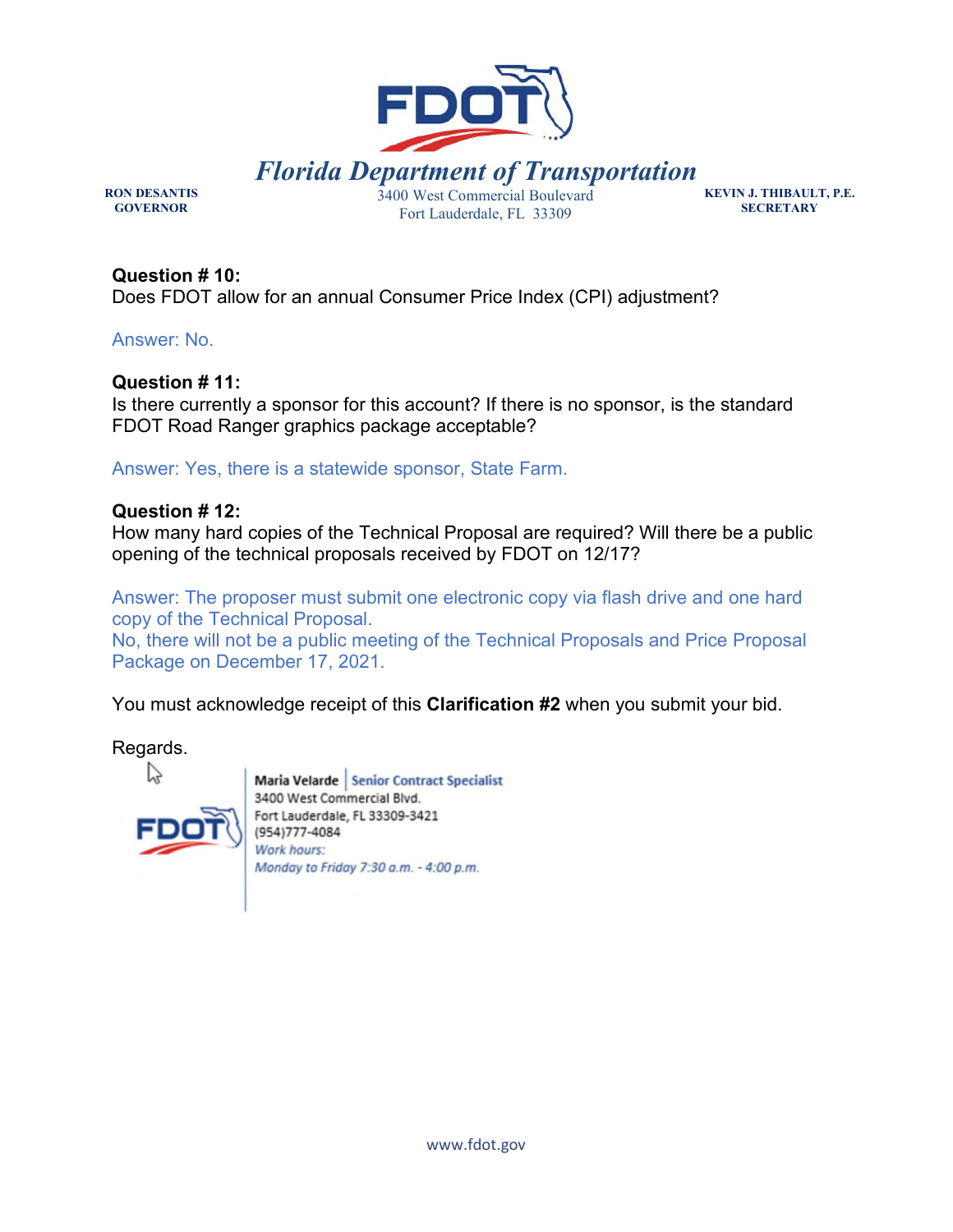**Florida Department of Transportation**

RON DESANTIS
GOVERNOR

3400 West Commercial Boulevard
Fort Lauderdale, FL 33309

KEVIN J. THIBAULT, P.E.
SECRETARY

**Question # 10:**
Does FDOT allow for an annual Consumer Price Index (CPI) adjustment?

Answer: No.

**Question # 11:**
Is there currently a sponsor for this account? If there is no sponsor, is the standard FDOT Road Ranger graphics package acceptable?

Answer: Yes, there is a statewide sponsor, State Farm.

**Question # 12:**
How many hard copies of the Technical Proposal are required? Will there be a public opening of the technical proposals received by FDOT on 12/17?

Answer: The proposer must submit one electronic copy via flash drive and one hard copy of the Technical Proposal.
No, there will not be a public meeting of the Technical Proposals and Price Proposal Package on December 17, 2021.

You must acknowledge receipt of this **Clarification #2** when you submit your bid.

Regards.

**Maria Velarde** | Senior Contract Specialist
3400 West Commercial Blvd.
Fort Lauderdale, FL 33309-3421
(954)777-4084
*Work hours:*
*Monday to Friday 7:30 a.m. - 4:00 p.m.*